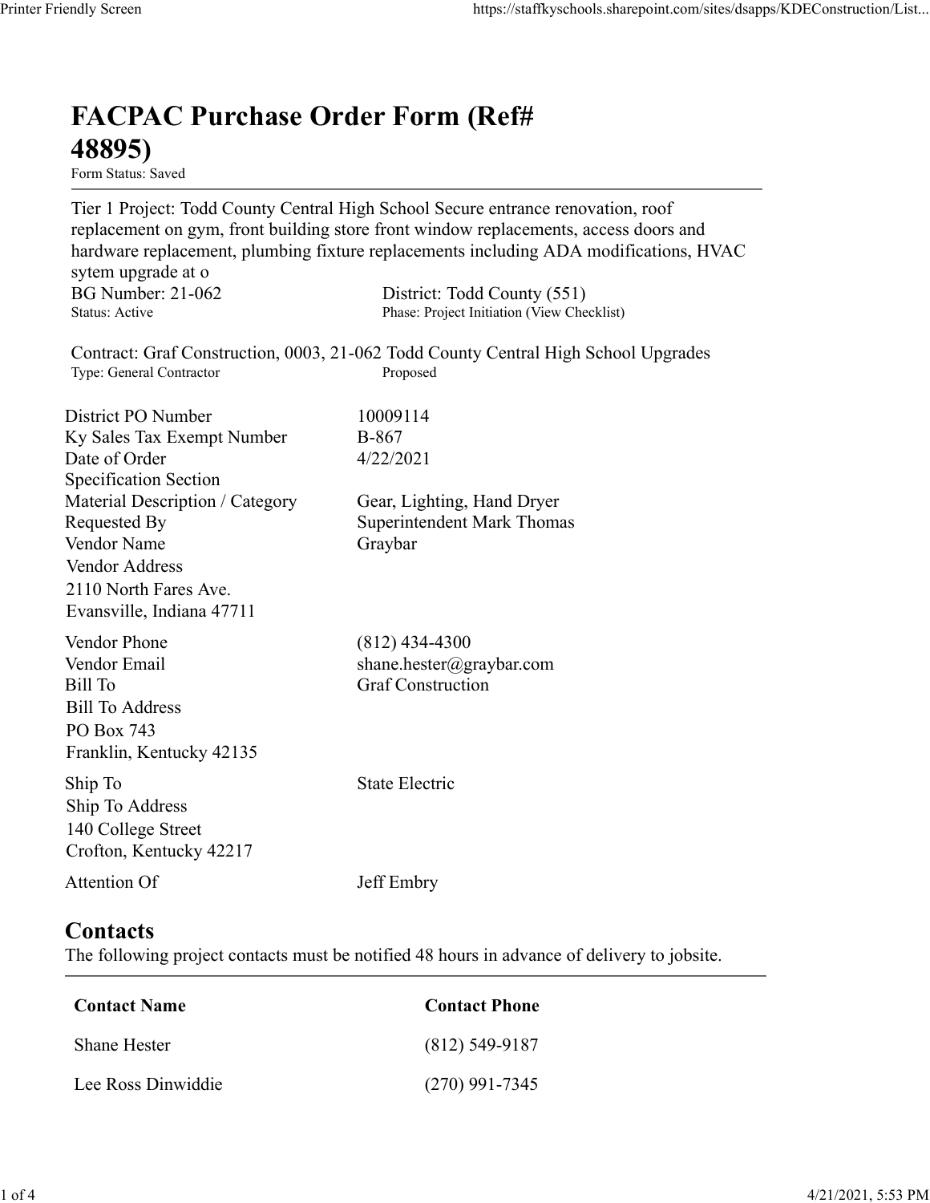# FACPAC Purchase Order Form (Ref# 48895)

Form Status: Saved

Tier 1 Project: Todd County Central High School Secure entrance renovation, roof replacement on gym, front building store front window replacements, access doors and hardware replacement, plumbing fixture replacements including ADA modifications, HVAC sytem upgrade at o

BG Number: 21-062
Status: Active

District: Todd County (551)
Phase: Project Initiation (View Checklist)

Contract: Graf Construction, 0003, 21-062 Todd County Central High School Upgrades
Type: General Contractor
Proposed

| | |
|---|---|
| District PO Number | 10009114 |
| Ky Sales Tax Exempt Number | B-867 |
| Date of Order | 4/22/2021 |
| Specification Section | |
| Material Description / Category | Gear, Lighting, Hand Dryer |
| Requested By | Superintendent Mark Thomas |
| Vendor Name | Graybar |

Vendor Address
2110 North Fares Ave.
Evansville, Indiana 47711

| | |
|---|---|
| Vendor Phone | (812) 434-4300 |
| Vendor Email | shane.hester@graybar.com |
| Bill To | Graf Construction |

Bill To Address
PO Box 743
Franklin, Kentucky 42135

| | |
|---|---|
| Ship To | State Electric |

Ship To Address
140 College Street
Crofton, Kentucky 42217

| | |
|---|---|
| Attention Of | Jeff Embry |

## Contacts

The following project contacts must be notified 48 hours in advance of delivery to jobsite.

| Contact Name | Contact Phone |
|---|---|
| Shane Hester | (812) 549-9187 |
| Lee Ross Dinwiddie | (270) 991-7345 |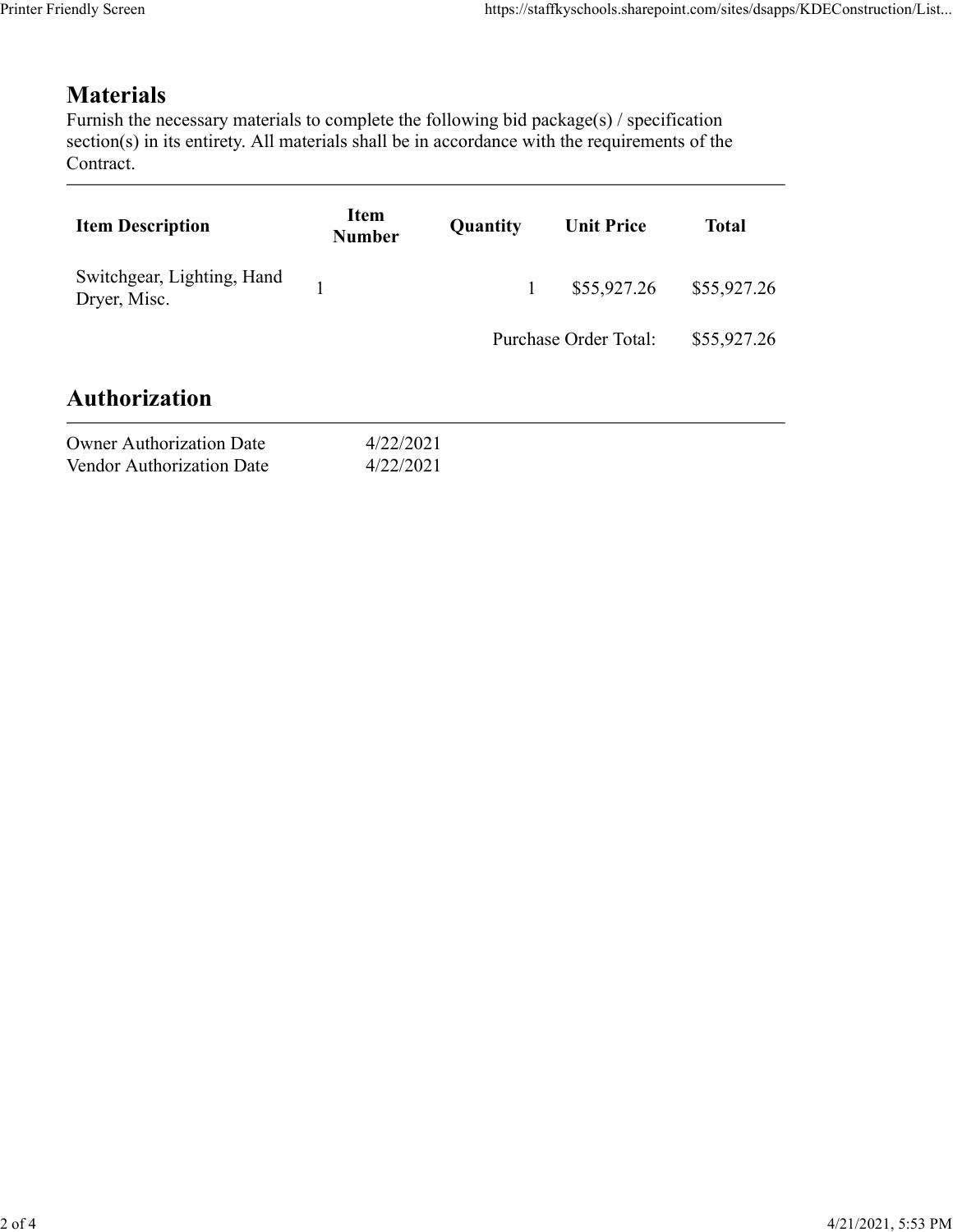## Materials

Furnish the necessary materials to complete the following bid package(s) / specification section(s) in its entirety. All materials shall be in accordance with the requirements of the Contract.

| Item Description | Item Number | Quantity | Unit Price | Total |
|---|---|---|---|---|
| Switchgear, Lighting, Hand Dryer, Misc. | 1 | 1 | $55,927.26 | $55,927.26 |
| | | | Purchase Order Total: | $55,927.26 |

## Authorization

| | |
|---|---|
| Owner Authorization Date | 4/22/2021 |
| Vendor Authorization Date | 4/22/2021 |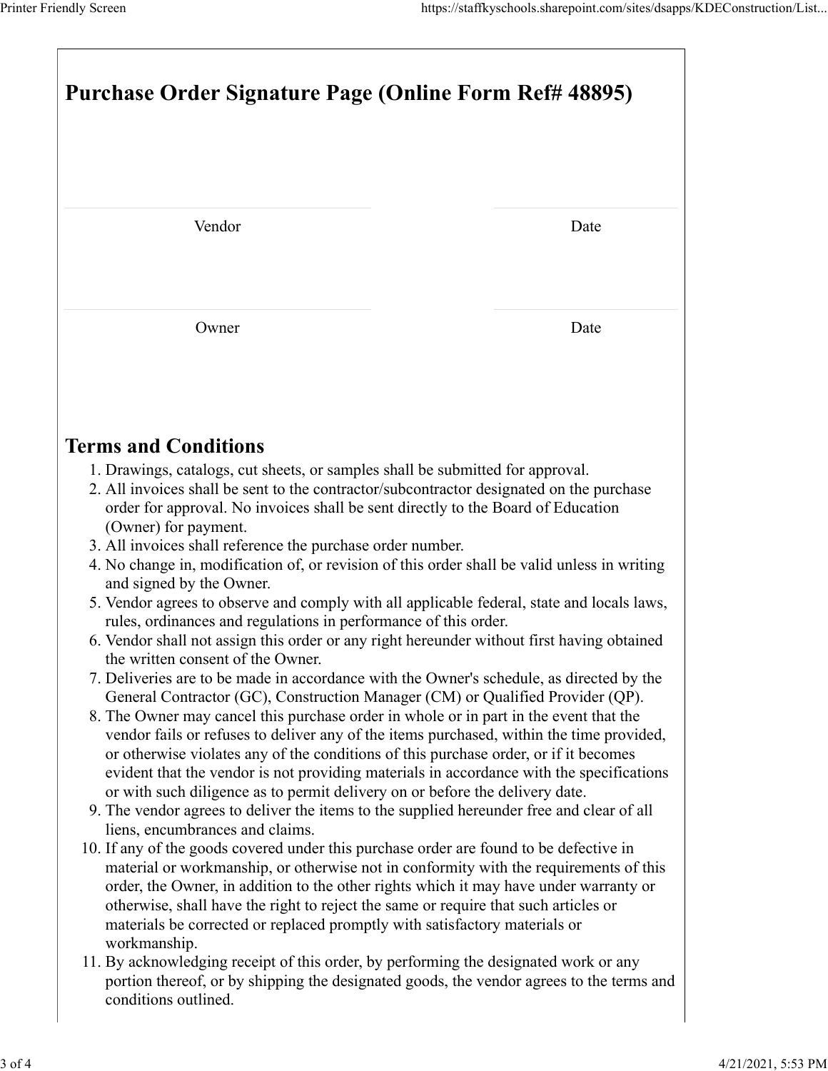# Purchase Order Signature Page (Online Form Ref# 48895)

| Vendor | Date |
|---|---|
| | |

| Owner | Date |
|---|---|
| | |

## Terms and Conditions

1. Drawings, catalogs, cut sheets, or samples shall be submitted for approval.
2. All invoices shall be sent to the contractor/subcontractor designated on the purchase order for approval. No invoices shall be sent directly to the Board of Education (Owner) for payment.
3. All invoices shall reference the purchase order number.
4. No change in, modification of, or revision of this order shall be valid unless in writing and signed by the Owner.
5. Vendor agrees to observe and comply with all applicable federal, state and locals laws, rules, ordinances and regulations in performance of this order.
6. Vendor shall not assign this order or any right hereunder without first having obtained the written consent of the Owner.
7. Deliveries are to be made in accordance with the Owner's schedule, as directed by the General Contractor (GC), Construction Manager (CM) or Qualified Provider (QP).
8. The Owner may cancel this purchase order in whole or in part in the event that the vendor fails or refuses to deliver any of the items purchased, within the time provided, or otherwise violates any of the conditions of this purchase order, or if it becomes evident that the vendor is not providing materials in accordance with the specifications or with such diligence as to permit delivery on or before the delivery date.
9. The vendor agrees to deliver the items to the supplied hereunder free and clear of all liens, encumbrances and claims.
10. If any of the goods covered under this purchase order are found to be defective in material or workmanship, or otherwise not in conformity with the requirements of this order, the Owner, in addition to the other rights which it may have under warranty or otherwise, shall have the right to reject the same or require that such articles or materials be corrected or replaced promptly with satisfactory materials or workmanship.
11. By acknowledging receipt of this order, by performing the designated work or any portion thereof, or by shipping the designated goods, the vendor agrees to the terms and conditions outlined.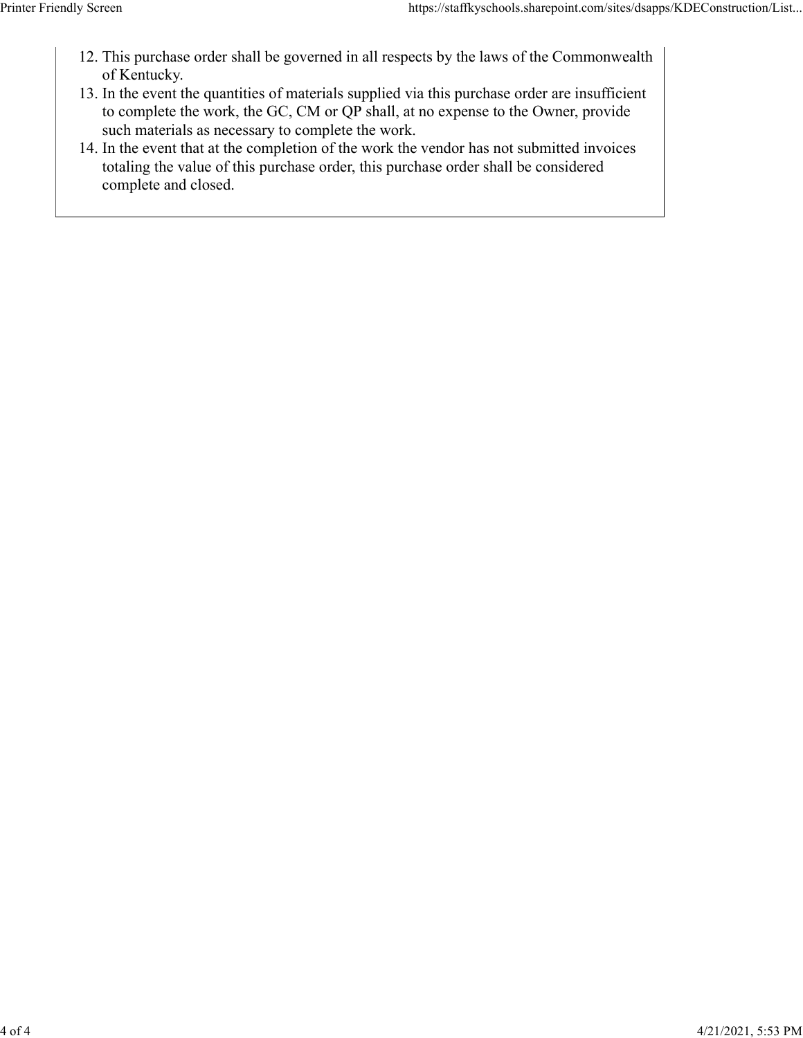12. This purchase order shall be governed in all respects by the laws of the Commonwealth of Kentucky.
13. In the event the quantities of materials supplied via this purchase order are insufficient to complete the work, the GC, CM or QP shall, at no expense to the Owner, provide such materials as necessary to complete the work.
14. In the event that at the completion of the work the vendor has not submitted invoices totaling the value of this purchase order, this purchase order shall be considered complete and closed.